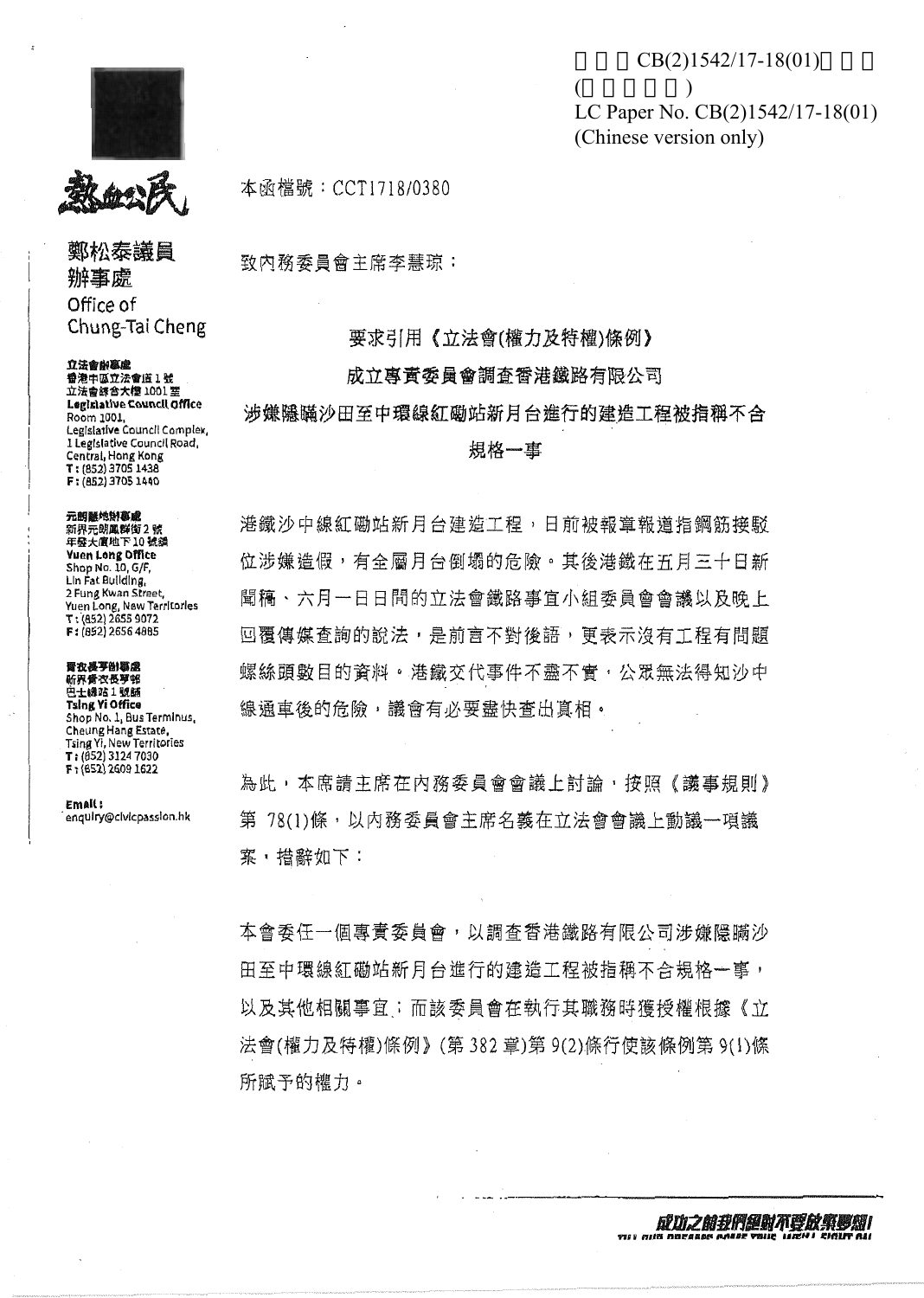立法會CB(2)1542/17-18(01)號文件
(只備中文本)
LC Paper No. CB(2)1542/17-18(01)
(Chinese version only)

熱血公民

鄭松泰議員
辦事處
Office of
Chung-Tai Cheng

立法會辦事處
香港中區立法會道1號
立法會綜合大樓1001室
Legislative Council Office
Room 1001,
Legislative Council Complex,
1 Legislative Council Road,
Central, Hong Kong
T: (852) 3705 1438
F: (852) 3705 1440

元朗辦事處
新界元朗鳳群街2號
年發大廈地下10號舖
Yuen Long Office
Shop No. 10, G/F,
Lin Fat Building,
2 Fung Kwan Street,
Yuen Long, New Territories
T: (852) 2655 9072
F: (852) 2656 4885

青衣長亨辦事處
新界青衣長亨邨
巴士總站1號舖
Tsing Yi Office
Shop No. 1, Bus Terminus,
Cheung Hang Estate,
Tsing Yi, New Territories
T: (852) 3124 7030
F: (852) 2609 1622

Email:
enquiry@civicpassion.hk

本函檔號：CCT1718/0380

致內務委員會主席李慧琼：

**要求引用《立法會(權力及特權)條例》**
**成立專責委員會調查香港鐵路有限公司**
**涉嫌隱瞞沙田至中環線紅磡站新月台進行的建造工程被指稱不合規格一事**

港鐵沙中線紅磡站新月台建造工程，日前被報章報道指鋼筋接駁位涉嫌造假，有全層月台倒塌的危險。其後港鐵在五月三十日新聞稿、六月一日日間的立法會鐵路事宜小組委員會會議以及晚上回覆傳媒查詢的說法，是前言不對後語，更表示沒有工程有問題螺絲頭數目的資料。港鐵交代事件不盡不實，公眾無法得知沙中線通車後的危險，議會有必要盡快查出真相。

為此，本席請主席在內務委員會會議上討論，按照《議事規則》第78(1)條，以內務委員會主席名義在立法會會議上動議一項議案，措辭如下：

本會委任一個專責委員會，以調查香港鐵路有限公司涉嫌隱瞞沙田至中環線紅磡站新月台進行的建造工程被指稱不合規格一事，以及其他相關事宜；而該委員會在執行其職務時獲授權根據《立法會(權力及特權)條例》(第382章)第9(2)條行使該條例第9(1)條所賦予的權力。

成功之前我們絕對不要放棄夢想！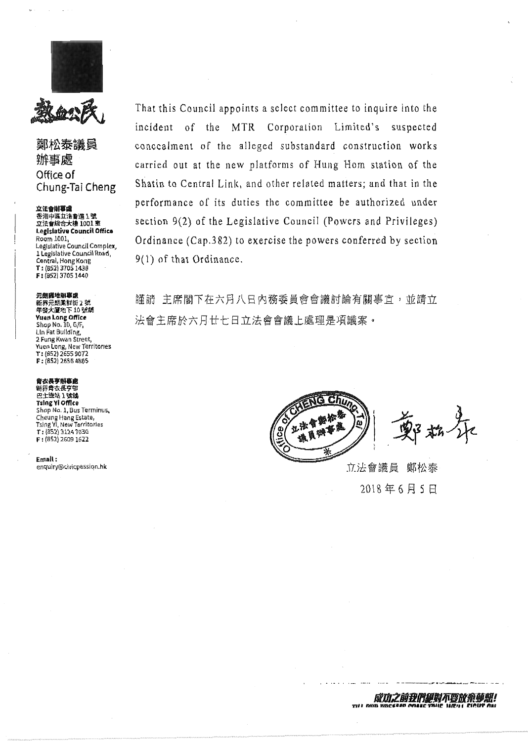鄭松泰議員
辦事處
Office of
Chung-Tai Cheng

立法會辦事處
香港中區立法會道1號
立法會綜合大樓 1001 室
**Legislative Council Office**
Room 1001,
Legislative Council Complex,
1 Legislative Council Road,
Central, Hong Kong
T: (852) 3705 1438
F: (852) 3705 1440

元朗辦事處
新界元朗鳳群街2號
年發大廈地下10號舖
**Yuen Long Office**
Shop No. 10, G/F,
Lin Fat Building,
2 Fung Kwan Street,
Yuen Long, New Territories
T: (852) 2655 9072
F: (852) 2656 4885

青衣長亨辦事處
新界青衣長亨邨
巴士總站1號舖
**Tsing Yi Office**
Shop No. 1, Bus Terminus,
Cheung Hang Estate,
Tsing Yi, New Territories
T: (852) 3124 7030
F: (852) 2609 1622

Email:
enquiry@civicpassion.hk

That this Council appoints a select committee to inquire into the incident of the MTR Corporation Limited's suspected concealment of the alleged substandard construction works carried out at the new platforms of Hung Hom station of the Shatin to Central Link, and other related matters; and that in the performance of its duties the committee be authorized under section 9(2) of the Legislative Council (Powers and Privileges) Ordinance (Cap.382) to exercise the powers conferred by section 9(1) of that Ordinance.

謹請 主席閣下在六月八日內務委員會會議討論有關事宜，並請立法會主席於六月廿七日立法會會議上處理是項議案。

立法會議員 鄭松泰

2018年6月5日

成功之前我們絕對不要放棄夢想!